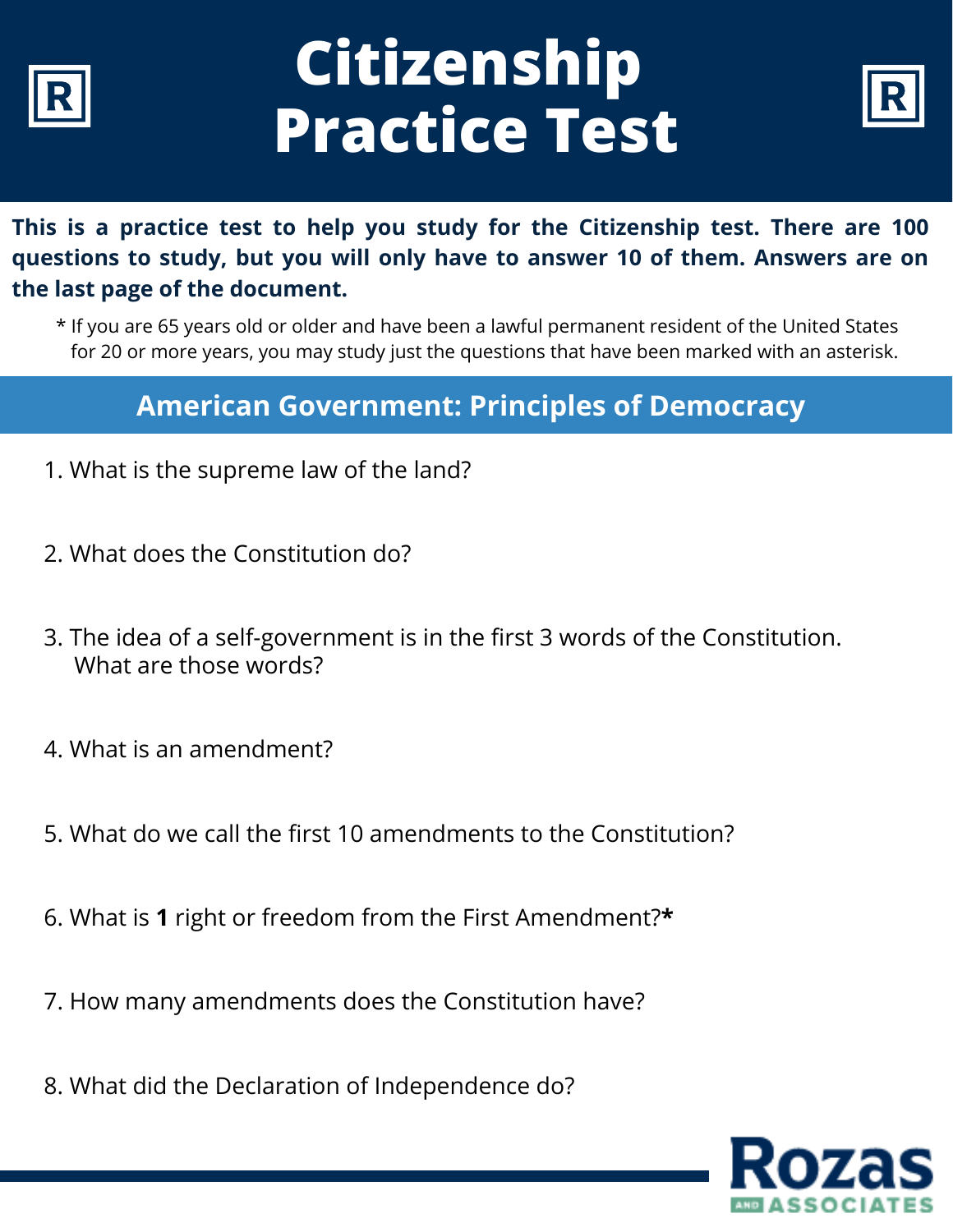# Citizenship Practice Test

**This is a practice test to help you study for the Citizenship test. There are 100 questions to study, but you will only have to answer 10 of them. Answers are on the last page of the document.**

* If you are 65 years old or older and have been a lawful permanent resident of the United States for 20 or more years, you may study just the questions that have been marked with an asterisk.

## American Government: Principles of Democracy

1. What is the supreme law of the land?

2. What does the Constitution do?

3. The idea of a self-government is in the first 3 words of the Constitution. What are those words?

4. What is an amendment?

5. What do we call the first 10 amendments to the Constitution?

6. What is **1** right or freedom from the First Amendment?**\***

7. How many amendments does the Constitution have?

8. What did the Declaration of Independence do?

Rozas AND ASSOCIATES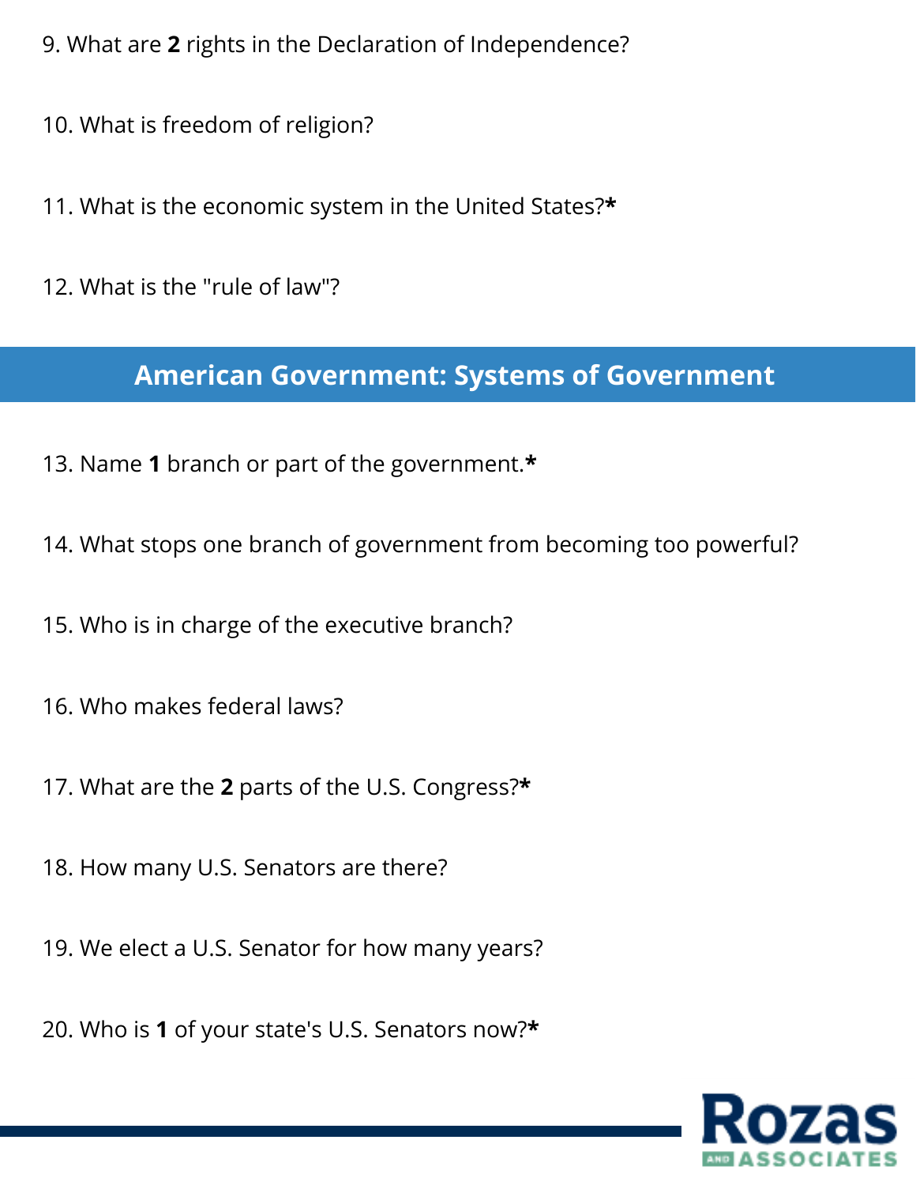9. What are **2** rights in the Declaration of Independence?

10. What is freedom of religion?

11. What is the economic system in the United States?*

12. What is the "rule of law"?

## American Government: Systems of Government

13. Name **1** branch or part of the government.*

14. What stops one branch of government from becoming too powerful?

15. Who is in charge of the executive branch?

16. Who makes federal laws?

17. What are the **2** parts of the U.S. Congress?*

18. How many U.S. Senators are there?

19. We elect a U.S. Senator for how many years?

20. Who is **1** of your state's U.S. Senators now?*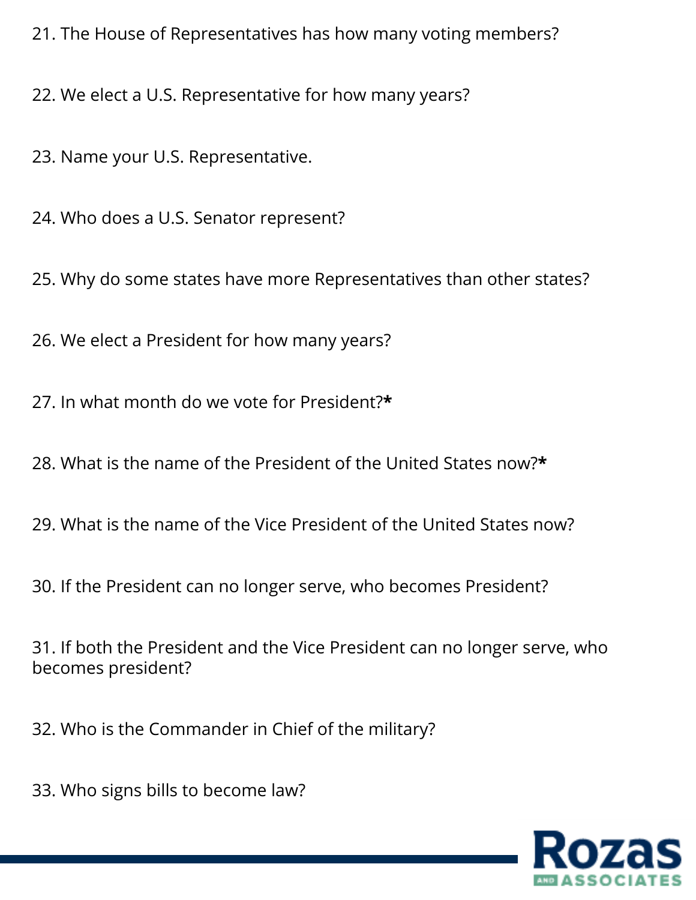21. The House of Representatives has how many voting members?

22. We elect a U.S. Representative for how many years?

23. Name your U.S. Representative.

24. Who does a U.S. Senator represent?

25. Why do some states have more Representatives than other states?

26. We elect a President for how many years?

27. In what month do we vote for President?**\***

28. What is the name of the President of the United States now?**\***

29. What is the name of the Vice President of the United States now?

30. If the President can no longer serve, who becomes President?

31. If both the President and the Vice President can no longer serve, who becomes president?

32. Who is the Commander in Chief of the military?

33. Who signs bills to become law?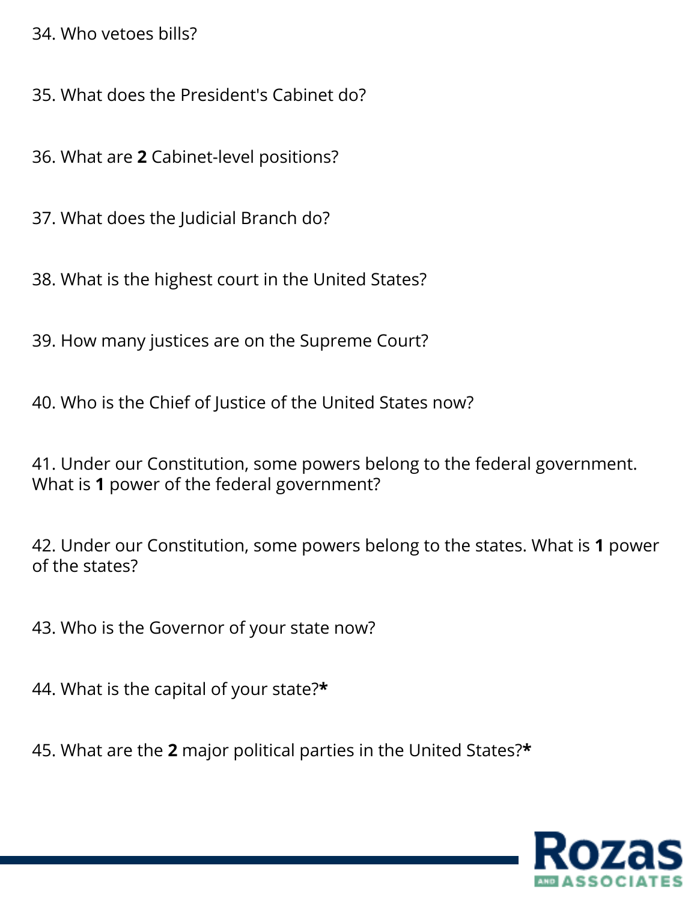34. Who vetoes bills?

35. What does the President's Cabinet do?

36. What are **2** Cabinet-level positions?

37. What does the Judicial Branch do?

38. What is the highest court in the United States?

39. How many justices are on the Supreme Court?

40. Who is the Chief of Justice of the United States now?

41. Under our Constitution, some powers belong to the federal government. What is **1** power of the federal government?

42. Under our Constitution, some powers belong to the states. What is **1** power of the states?

43. Who is the Governor of your state now?

44. What is the capital of your state?**\***

45. What are the **2** major political parties in the United States?**\***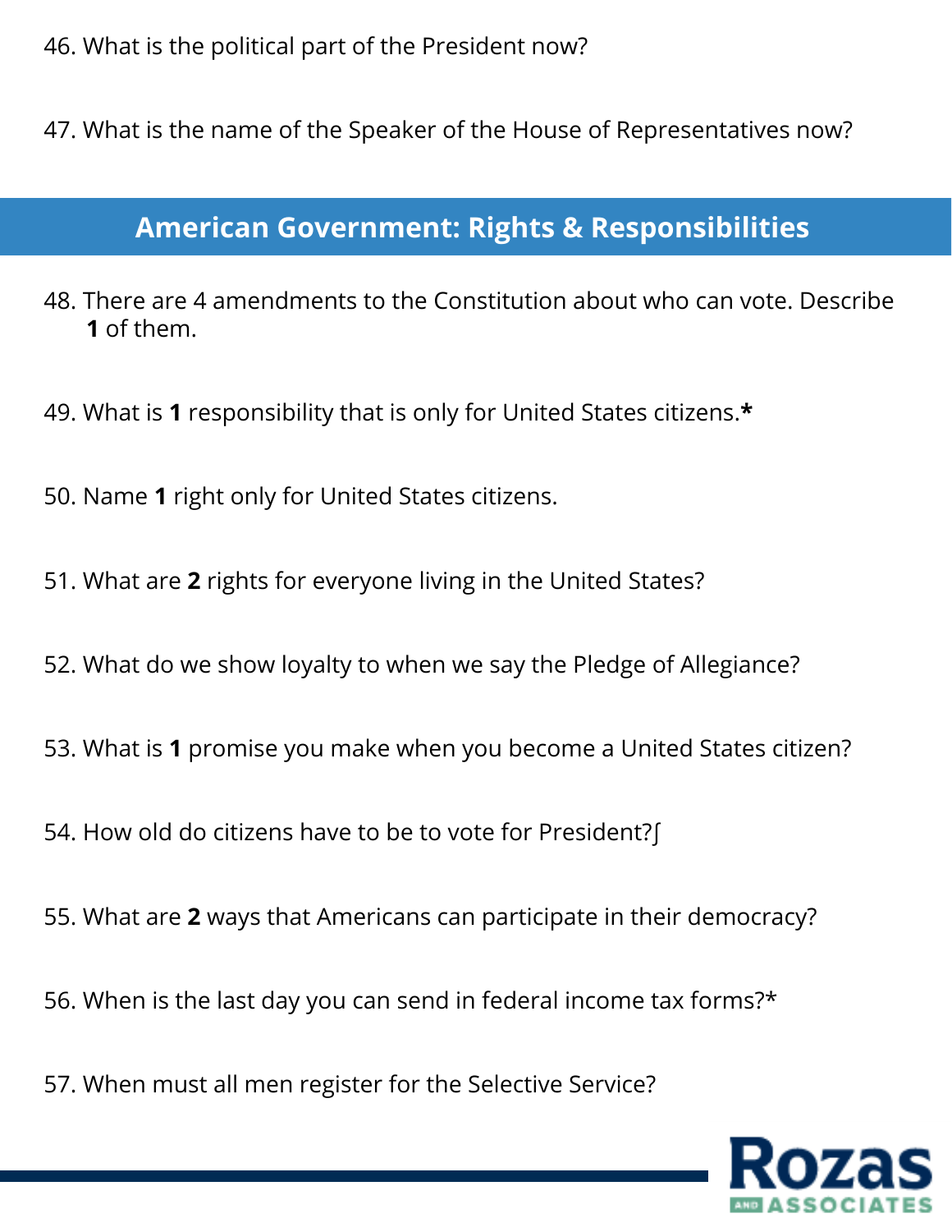46. What is the political part of the President now?

47. What is the name of the Speaker of the House of Representatives now?

## American Government: Rights & Responsibilities

48. There are 4 amendments to the Constitution about who can vote. Describe **1** of them.

49. What is **1** responsibility that is only for United States citizens.*

50. Name **1** right only for United States citizens.

51. What are **2** rights for everyone living in the United States?

52. What do we show loyalty to when we say the Pledge of Allegiance?

53. What is **1** promise you make when you become a United States citizen?

54. How old do citizens have to be to vote for President?ʃ

55. What are **2** ways that Americans can participate in their democracy?

56. When is the last day you can send in federal income tax forms?*

57. When must all men register for the Selective Service?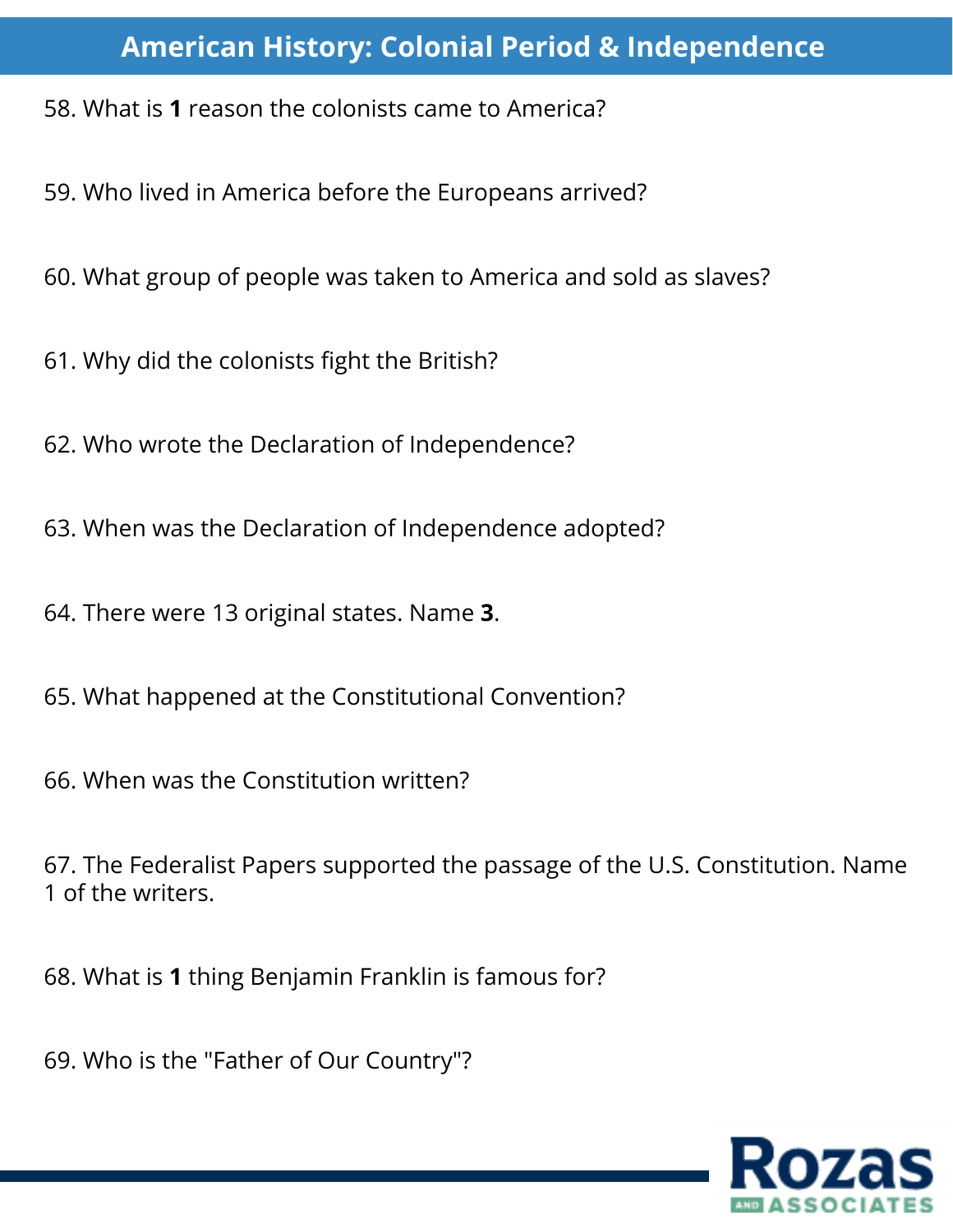# American History: Colonial Period & Independence

58. What is **1** reason the colonists came to America?

59. Who lived in America before the Europeans arrived?

60. What group of people was taken to America and sold as slaves?

61. Why did the colonists fight the British?

62. Who wrote the Declaration of Independence?

63. When was the Declaration of Independence adopted?

64. There were 13 original states. Name **3**.

65. What happened at the Constitutional Convention?

66. When was the Constitution written?

67. The Federalist Papers supported the passage of the U.S. Constitution. Name 1 of the writers.

68. What is **1** thing Benjamin Franklin is famous for?

69. Who is the "Father of Our Country"?

Rozas AND ASSOCIATES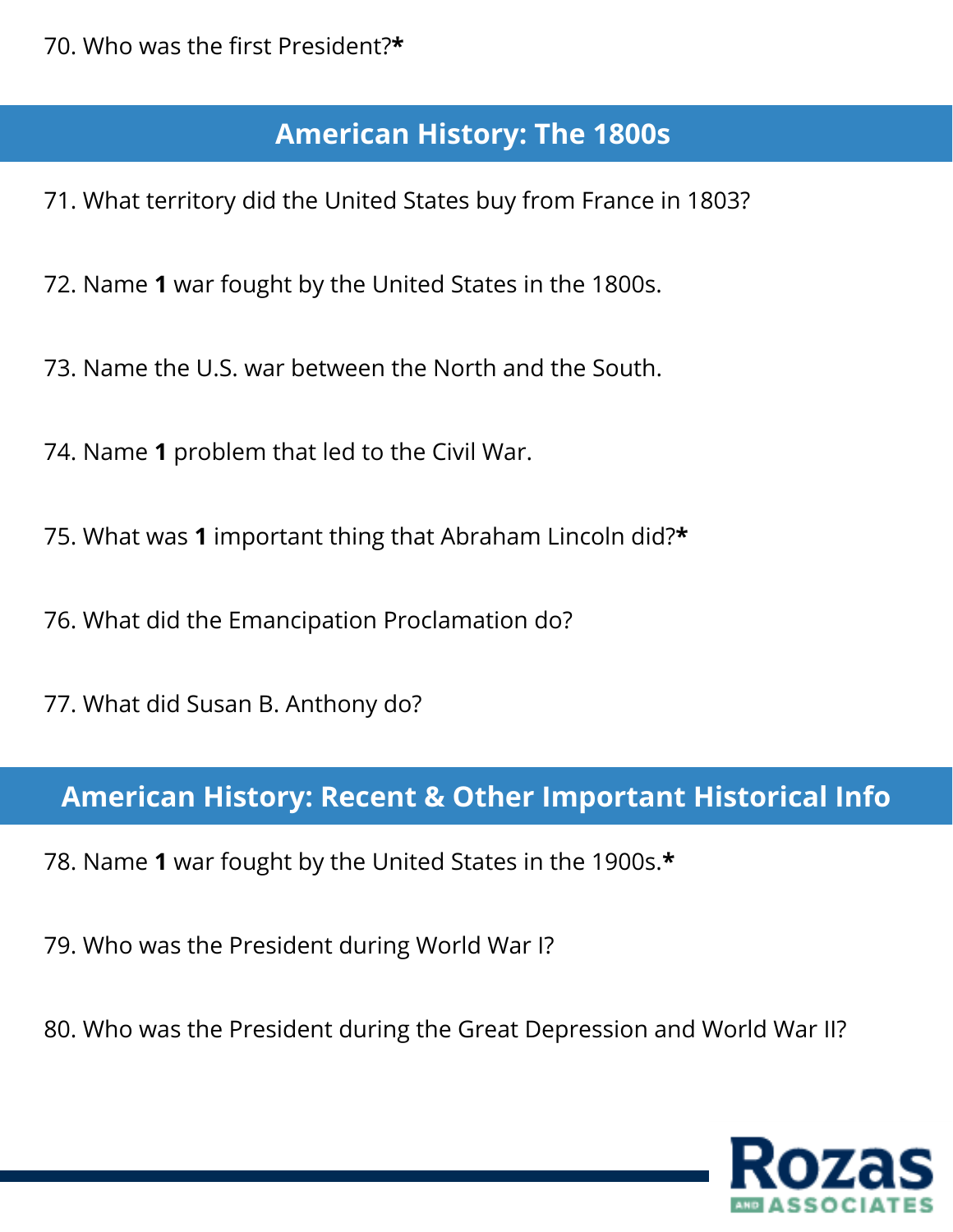70. Who was the first President?*

## American History: The 1800s

71. What territory did the United States buy from France in 1803?

72. Name **1** war fought by the United States in the 1800s.

73. Name the U.S. war between the North and the South.

74. Name **1** problem that led to the Civil War.

75. What was **1** important thing that Abraham Lincoln did?*

76. What did the Emancipation Proclamation do?

77. What did Susan B. Anthony do?

## American History: Recent & Other Important Historical Info

78. Name **1** war fought by the United States in the 1900s.*

79. Who was the President during World War I?

80. Who was the President during the Great Depression and World War II?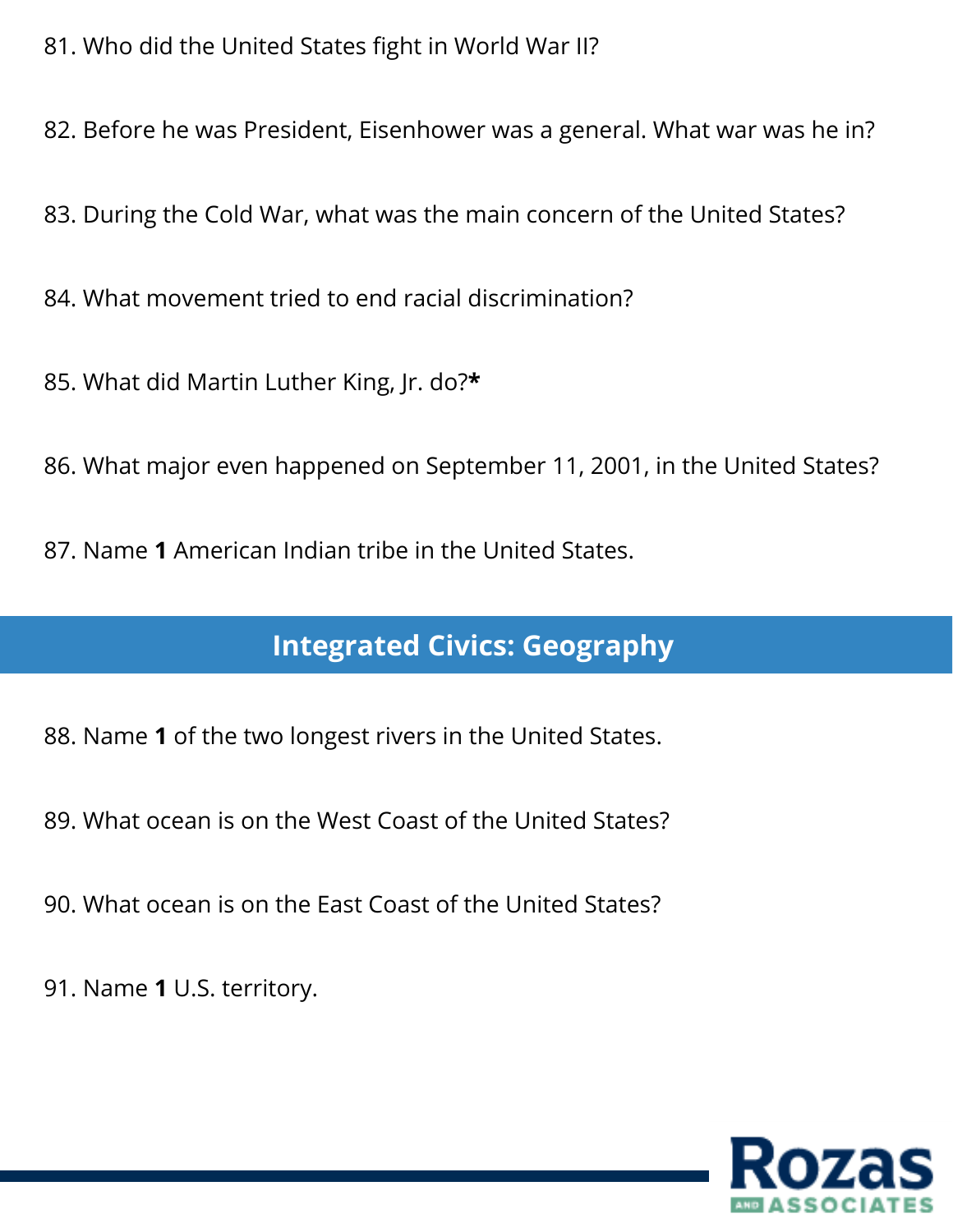81. Who did the United States fight in World War II?

82. Before he was President, Eisenhower was a general. What war was he in?

83. During the Cold War, what was the main concern of the United States?

84. What movement tried to end racial discrimination?

85. What did Martin Luther King, Jr. do?**

86. What major even happened on September 11, 2001, in the United States?

87. Name **1** American Indian tribe in the United States.

## Integrated Civics: Geography

88. Name **1** of the two longest rivers in the United States.

89. What ocean is on the West Coast of the United States?

90. What ocean is on the East Coast of the United States?

91. Name **1** U.S. territory.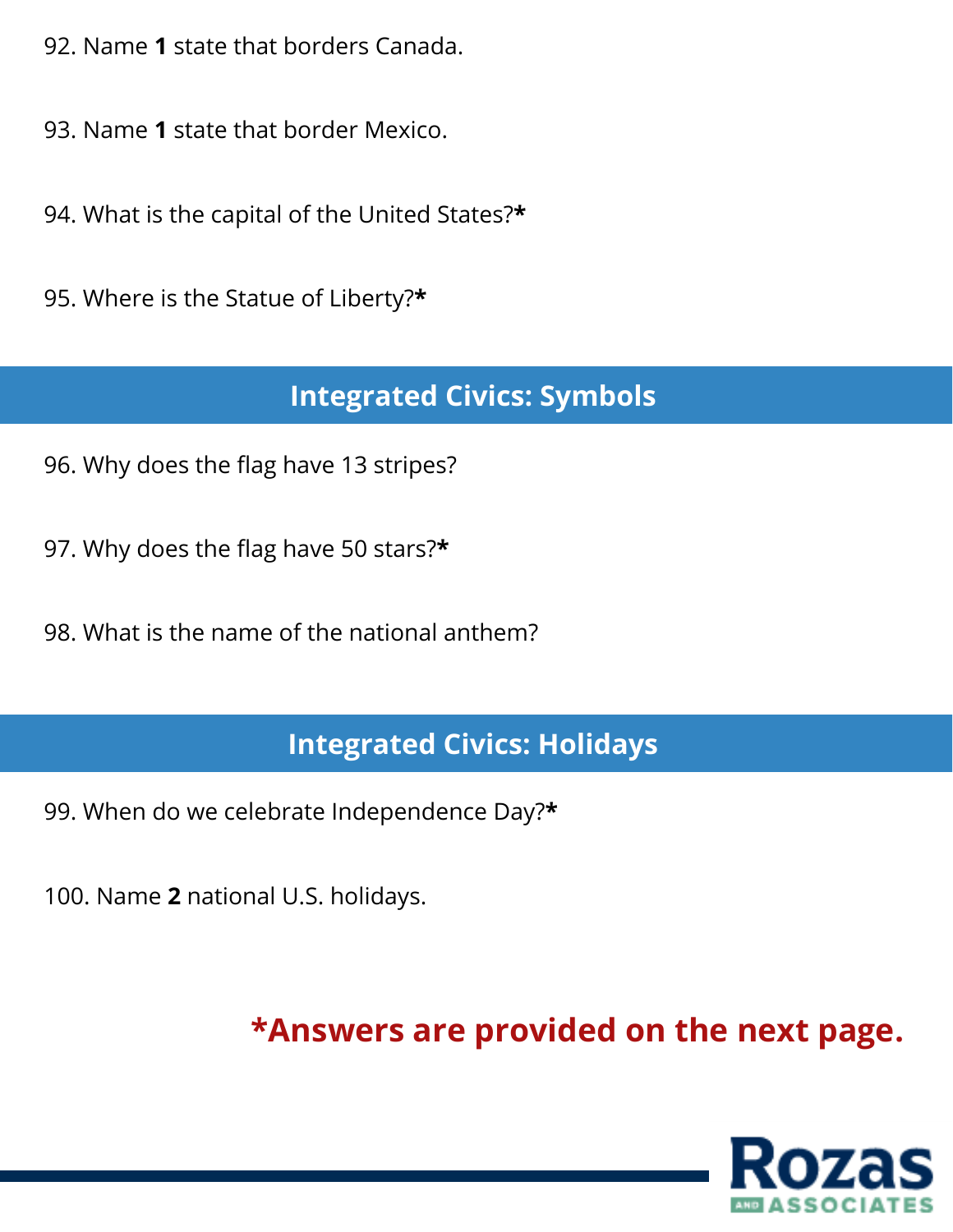92. Name **1** state that borders Canada.

93. Name **1** state that border Mexico.

94. What is the capital of the United States?*

95. Where is the Statue of Liberty?*

## Integrated Civics: Symbols

96. Why does the flag have 13 stripes?

97. Why does the flag have 50 stars?*

98. What is the name of the national anthem?

## Integrated Civics: Holidays

99. When do we celebrate Independence Day?*

100. Name **2** national U.S. holidays.

**\*Answers are provided on the next page.**

Rozas and Associates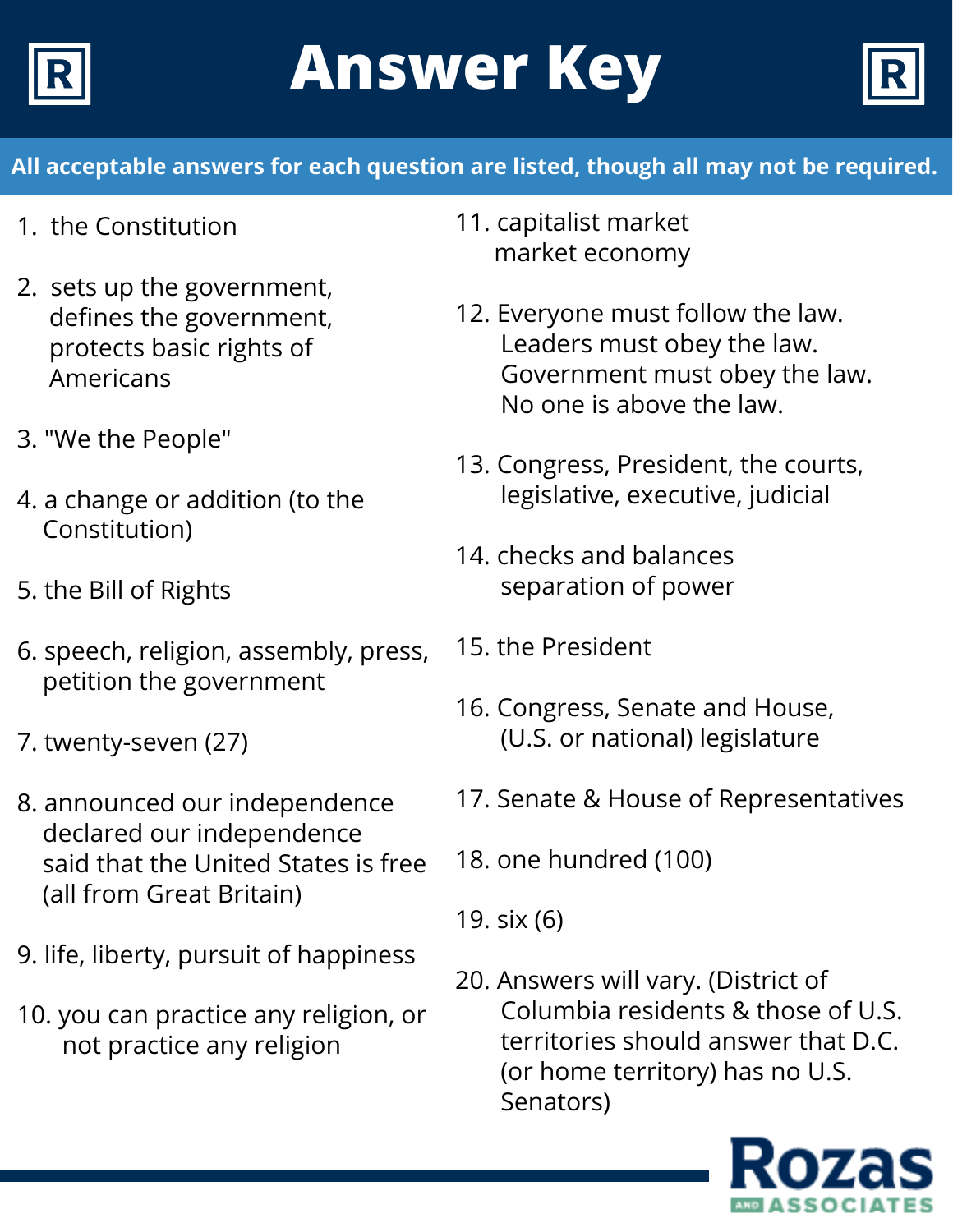# Answer Key

**All acceptable answers for each question are listed, though all may not be required.**

1. the Constitution

2. sets up the government, defines the government, protects basic rights of Americans

3. "We the People"

4. a change or addition (to the Constitution)

5. the Bill of Rights

6. speech, religion, assembly, press, petition the government

7. twenty-seven (27)

8. announced our independence
   declared our independence
   said that the United States is free
   (all from Great Britain)

9. life, liberty, pursuit of happiness

10. you can practice any religion, or not practice any religion

11. capitalist market
    market economy

12. Everyone must follow the law.
    Leaders must obey the law.
    Government must obey the law.
    No one is above the law.

13. Congress, President, the courts, legislative, executive, judicial

14. checks and balances
    separation of power

15. the President

16. Congress, Senate and House, (U.S. or national) legislature

17. Senate & House of Representatives

18. one hundred (100)

19. six (6)

20. Answers will vary. (District of Columbia residents & those of U.S. territories should answer that D.C. (or home territory) has no U.S. Senators)

Rozas and Associates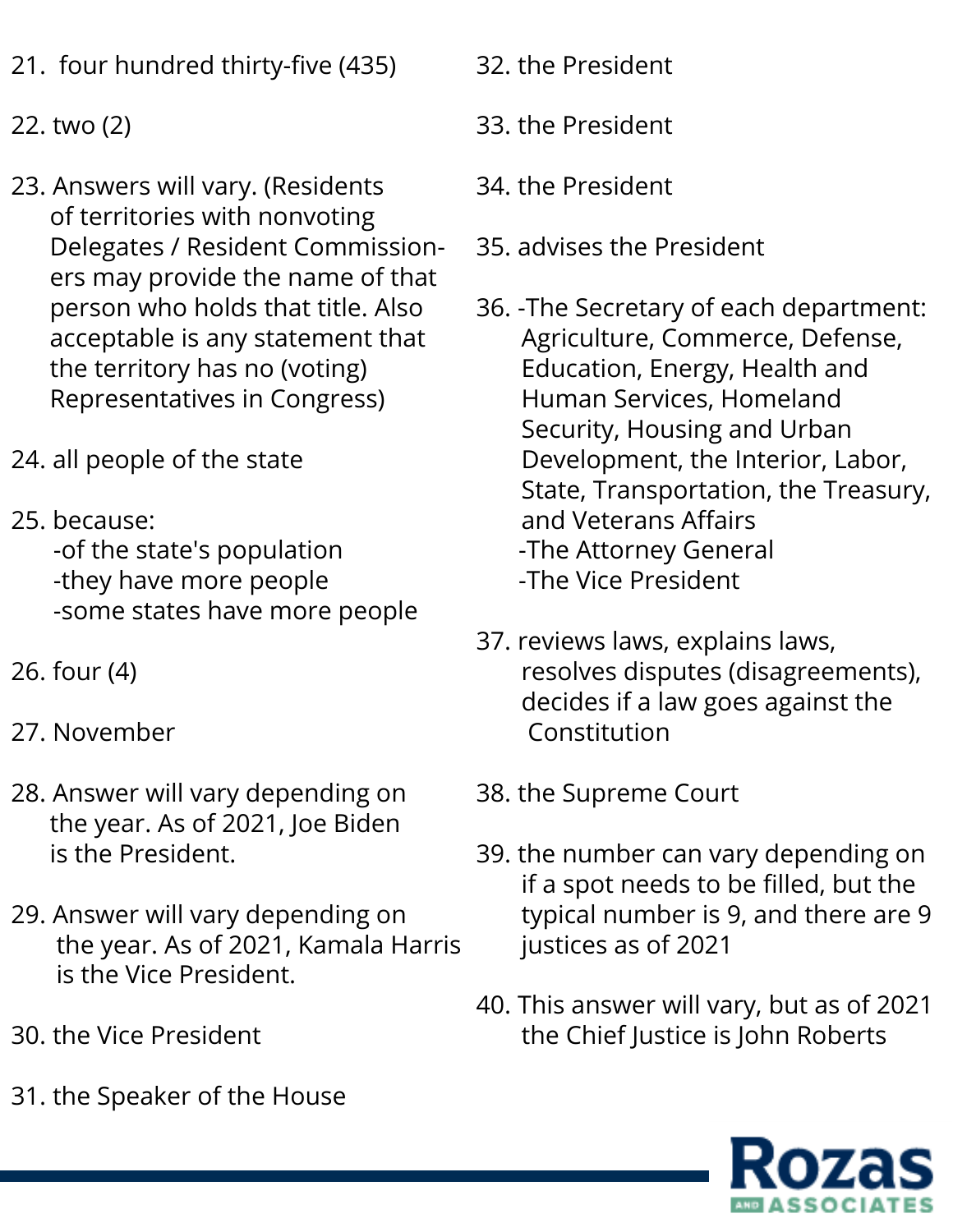21. four hundred thirty-five (435)

22. two (2)

23. Answers will vary. (Residents of territories with nonvoting Delegates / Resident Commissioners may provide the name of that person who holds that title. Also acceptable is any statement that the territory has no (voting) Representatives in Congress)

24. all people of the state

25. because:
    - of the state's population
    - they have more people
    - some states have more people

26. four (4)

27. November

28. Answer will vary depending on the year. As of 2021, Joe Biden is the President.

29. Answer will vary depending on the year. As of 2021, Kamala Harris is the Vice President.

30. the Vice President

31. the Speaker of the House

32. the President

33. the President

34. the President

35. advises the President

36. 
    - The Secretary of each department: Agriculture, Commerce, Defense, Education, Energy, Health and Human Services, Homeland Security, Housing and Urban Development, the Interior, Labor, State, Transportation, the Treasury, and Veterans Affairs
    - The Attorney General
    - The Vice President

37. reviews laws, explains laws, resolves disputes (disagreements), decides if a law goes against the Constitution

38. the Supreme Court

39. the number can vary depending on if a spot needs to be filled, but the typical number is 9, and there are 9 justices as of 2021

40. This answer will vary, but as of 2021 the Chief Justice is John Roberts

Rozas AND ASSOCIATES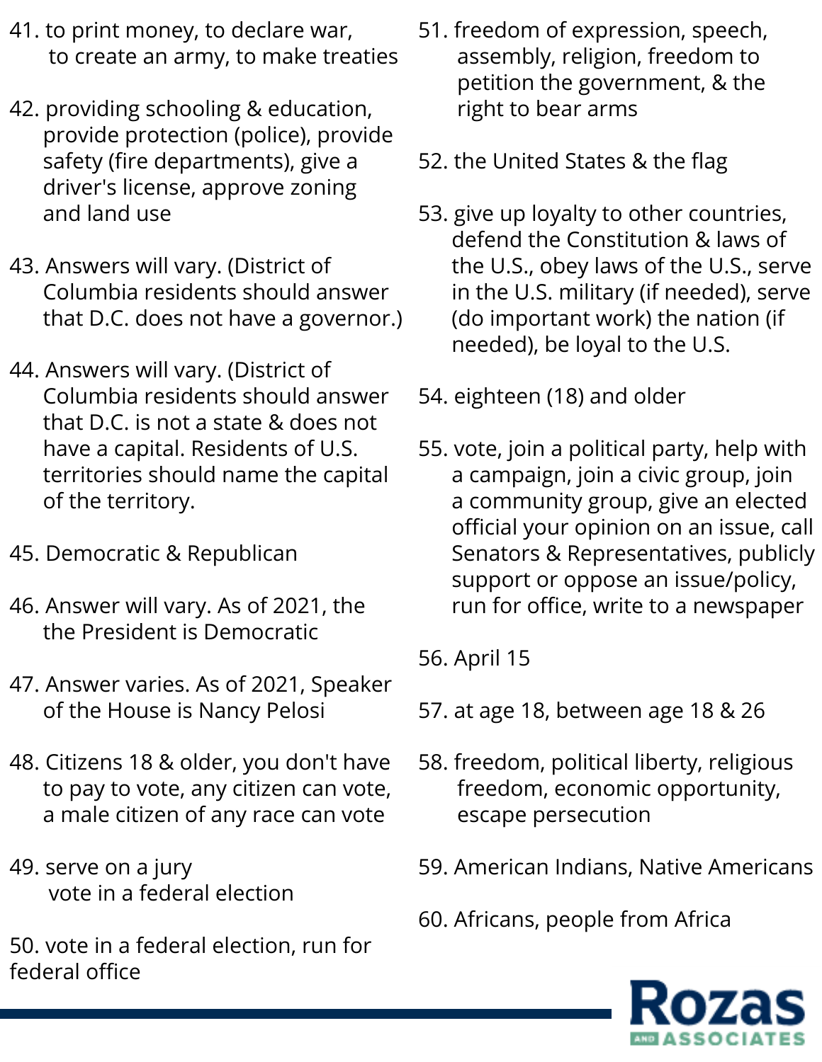41. to print money, to declare war, to create an army, to make treaties

42. providing schooling & education, provide protection (police), provide safety (fire departments), give a driver's license, approve zoning and land use

43. Answers will vary. (District of Columbia residents should answer that D.C. does not have a governor.)

44. Answers will vary. (District of Columbia residents should answer that D.C. is not a state & does not have a capital. Residents of U.S. territories should name the capital of the territory.

45. Democratic & Republican

46. Answer will vary. As of 2021, the the President is Democratic

47. Answer varies. As of 2021, Speaker of the House is Nancy Pelosi

48. Citizens 18 & older, you don't have to pay to vote, any citizen can vote, a male citizen of any race can vote

49. serve on a jury
vote in a federal election

50. vote in a federal election, run for federal office

51. freedom of expression, speech, assembly, religion, freedom to petition the government, & the right to bear arms

52. the United States & the flag

53. give up loyalty to other countries, defend the Constitution & laws of the U.S., obey laws of the U.S., serve in the U.S. military (if needed), serve (do important work) the nation (if needed), be loyal to the U.S.

54. eighteen (18) and older

55. vote, join a political party, help with a campaign, join a civic group, join a community group, give an elected official your opinion on an issue, call Senators & Representatives, publicly support or oppose an issue/policy, run for office, write to a newspaper

56. April 15

57. at age 18, between age 18 & 26

58. freedom, political liberty, religious freedom, economic opportunity, escape persecution

59. American Indians, Native Americans

60. Africans, people from Africa

Rozas AND ASSOCIATES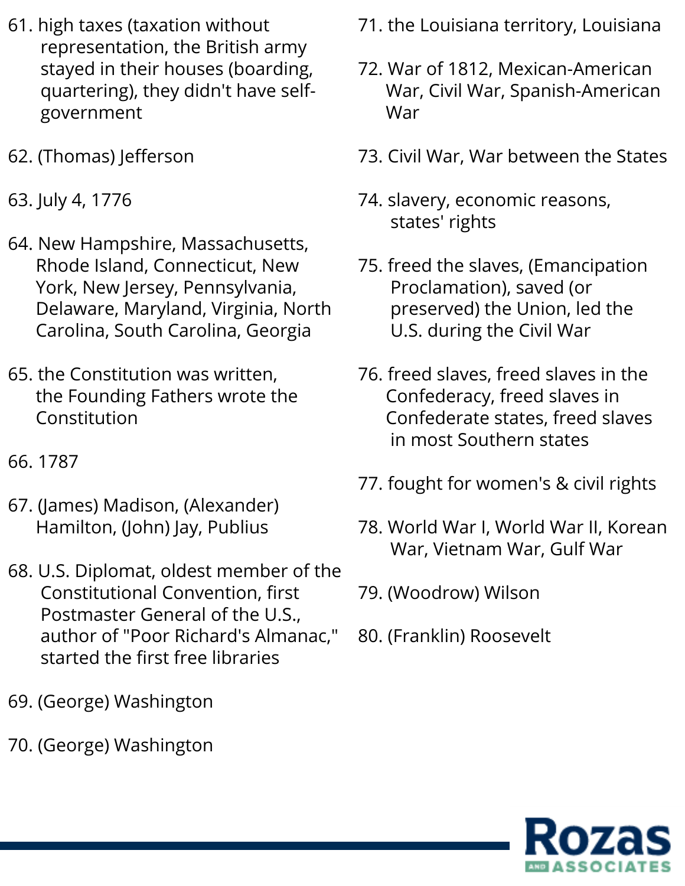61. high taxes (taxation without representation, the British army stayed in their houses (boarding, quartering), they didn't have self-government

62. (Thomas) Jefferson

63. July 4, 1776

64. New Hampshire, Massachusetts, Rhode Island, Connecticut, New York, New Jersey, Pennsylvania, Delaware, Maryland, Virginia, North Carolina, South Carolina, Georgia

65. the Constitution was written, the Founding Fathers wrote the Constitution

66. 1787

67. (James) Madison, (Alexander) Hamilton, (John) Jay, Publius

68. U.S. Diplomat, oldest member of the Constitutional Convention, first Postmaster General of the U.S., author of "Poor Richard's Almanac," started the first free libraries

69. (George) Washington

70. (George) Washington

71. the Louisiana territory, Louisiana

72. War of 1812, Mexican-American War, Civil War, Spanish-American War

73. Civil War, War between the States

74. slavery, economic reasons, states' rights

75. freed the slaves, (Emancipation Proclamation), saved (or preserved) the Union, led the U.S. during the Civil War

76. freed slaves, freed slaves in the Confederacy, freed slaves in Confederate states, freed slaves in most Southern states

77. fought for women's & civil rights

78. World War I, World War II, Korean War, Vietnam War, Gulf War

79. (Woodrow) Wilson

80. (Franklin) Roosevelt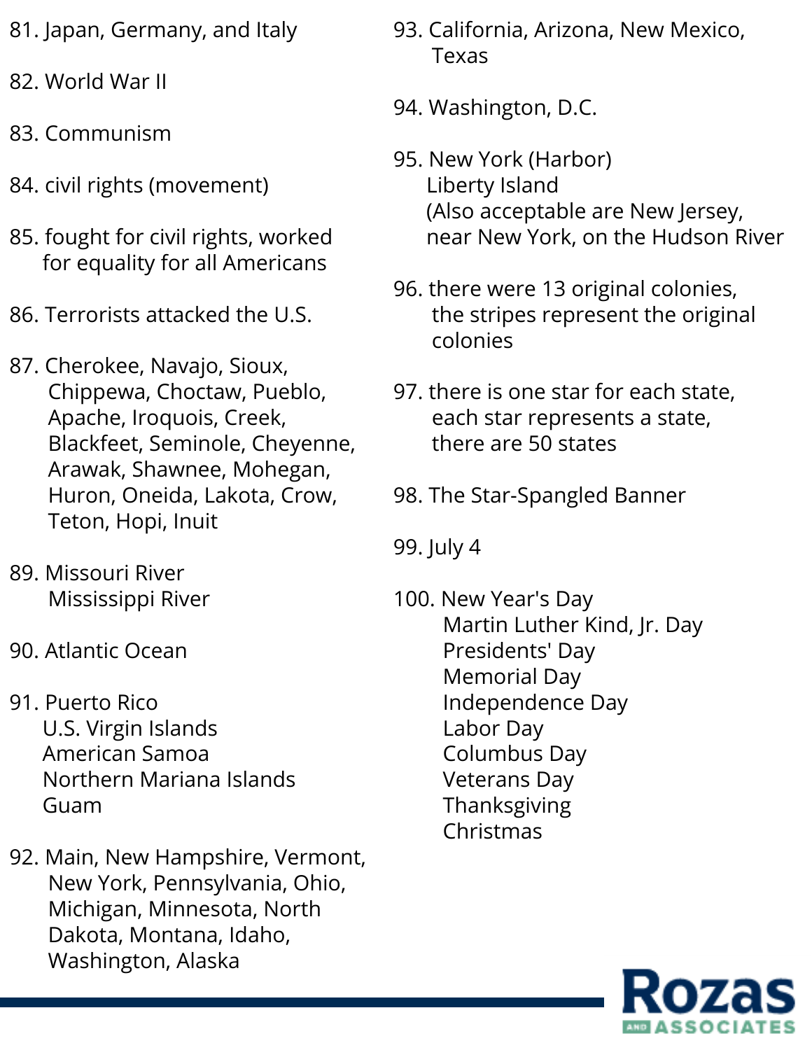81. Japan, Germany, and Italy

82. World War II

83. Communism

84. civil rights (movement)

85. fought for civil rights, worked for equality for all Americans

86. Terrorists attacked the U.S.

87. Cherokee, Navajo, Sioux, Chippewa, Choctaw, Pueblo, Apache, Iroquois, Creek, Blackfeet, Seminole, Cheyenne, Arawak, Shawnee, Mohegan, Huron, Oneida, Lakota, Crow, Teton, Hopi, Inuit

89. Missouri River
Mississippi River

90. Atlantic Ocean

91. Puerto Rico
U.S. Virgin Islands
American Samoa
Northern Mariana Islands
Guam

92. Main, New Hampshire, Vermont, New York, Pennsylvania, Ohio, Michigan, Minnesota, North Dakota, Montana, Idaho, Washington, Alaska

93. California, Arizona, New Mexico, Texas

94. Washington, D.C.

95. New York (Harbor)
Liberty Island
(Also acceptable are New Jersey, near New York, on the Hudson River

96. there were 13 original colonies, the stripes represent the original colonies

97. there is one star for each state, each star represents a state, there are 50 states

98. The Star-Spangled Banner

99. July 4

100. New Year's Day
Martin Luther Kind, Jr. Day
Presidents' Day
Memorial Day
Independence Day
Labor Day
Columbus Day
Veterans Day
Thanksgiving
Christmas

Rozas AND ASSOCIATES